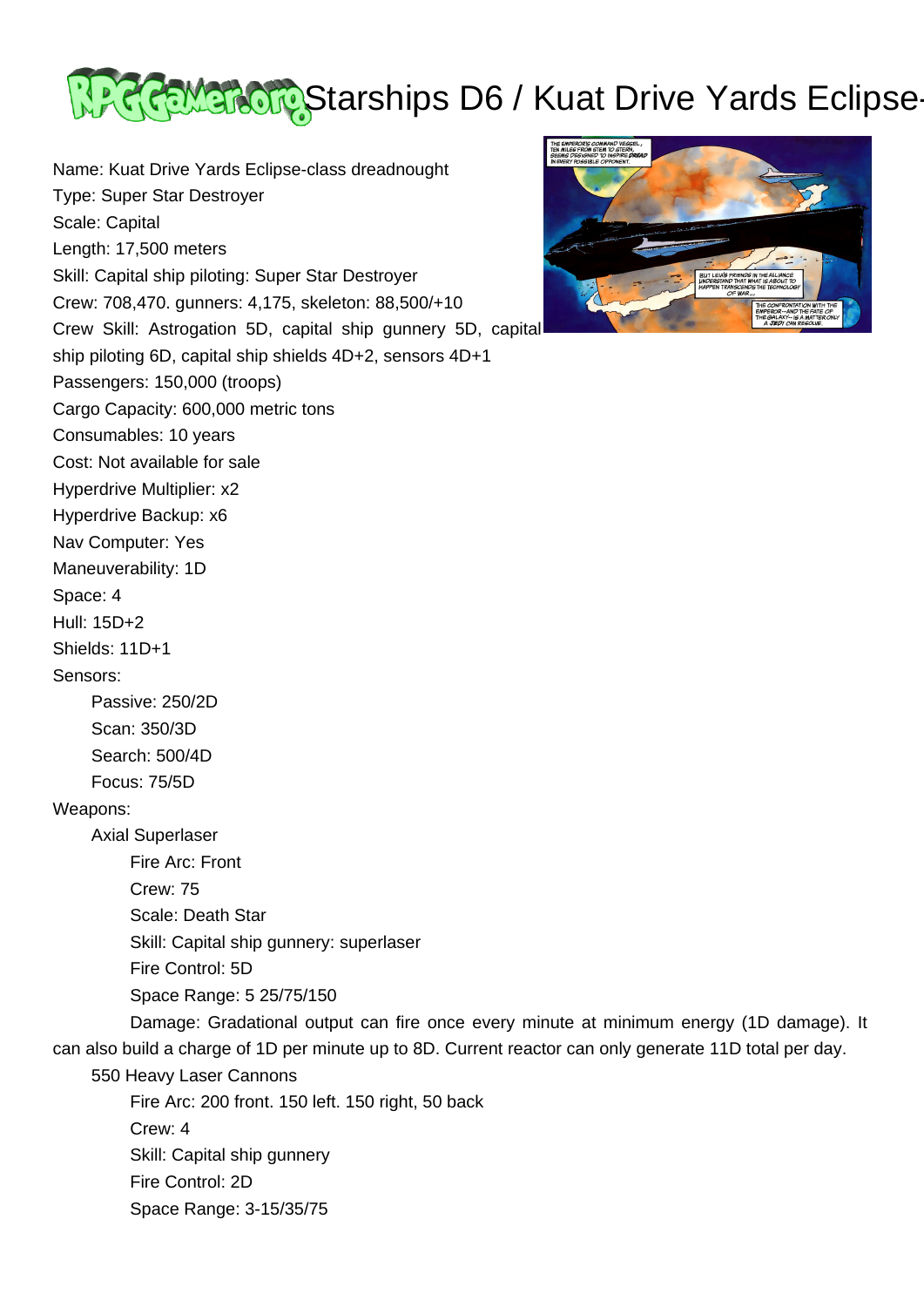# Starships D6 / Kuat Drive Yards Eclipse-

Name: Kuat Drive Yards Eclipse-class dreadnought
Type: Super Star Destroyer
Scale: Capital
Length: 17,500 meters
Skill: Capital ship piloting: Super Star Destroyer
Crew: 708,470. gunners: 4,175, skeleton: 88,500/+10
Crew Skill: Astrogation 5D, capital ship gunnery 5D, capital ship piloting 6D, capital ship shields 4D+2, sensors 4D+1
Passengers: 150,000 (troops)
Cargo Capacity: 600,000 metric tons
Consumables: 10 years
Cost: Not available for sale
Hyperdrive Multiplier: x2
Hyperdrive Backup: x6
Nav Computer: Yes
Maneuverability: 1D
Space: 4
Hull: 15D+2
Shields: 11D+1
Sensors:

- Passive: 250/2D
- Scan: 350/3D
- Search: 500/4D
- Focus: 75/5D

Weapons:

- Axial Superlaser
  - Fire Arc: Front
  - Crew: 75
  - Scale: Death Star
  - Skill: Capital ship gunnery: superlaser
  - Fire Control: 5D
  - Space Range: 5 25/75/150
  - Damage: Gradational output can fire once every minute at minimum energy (1D damage). It can also build a charge of 1D per minute up to 8D. Current reactor can only generate 11D total per day.
- 550 Heavy Laser Cannons
  - Fire Arc: 200 front. 150 left. 150 right, 50 back
  - Crew: 4
  - Skill: Capital ship gunnery
  - Fire Control: 2D
  - Space Range: 3-15/35/75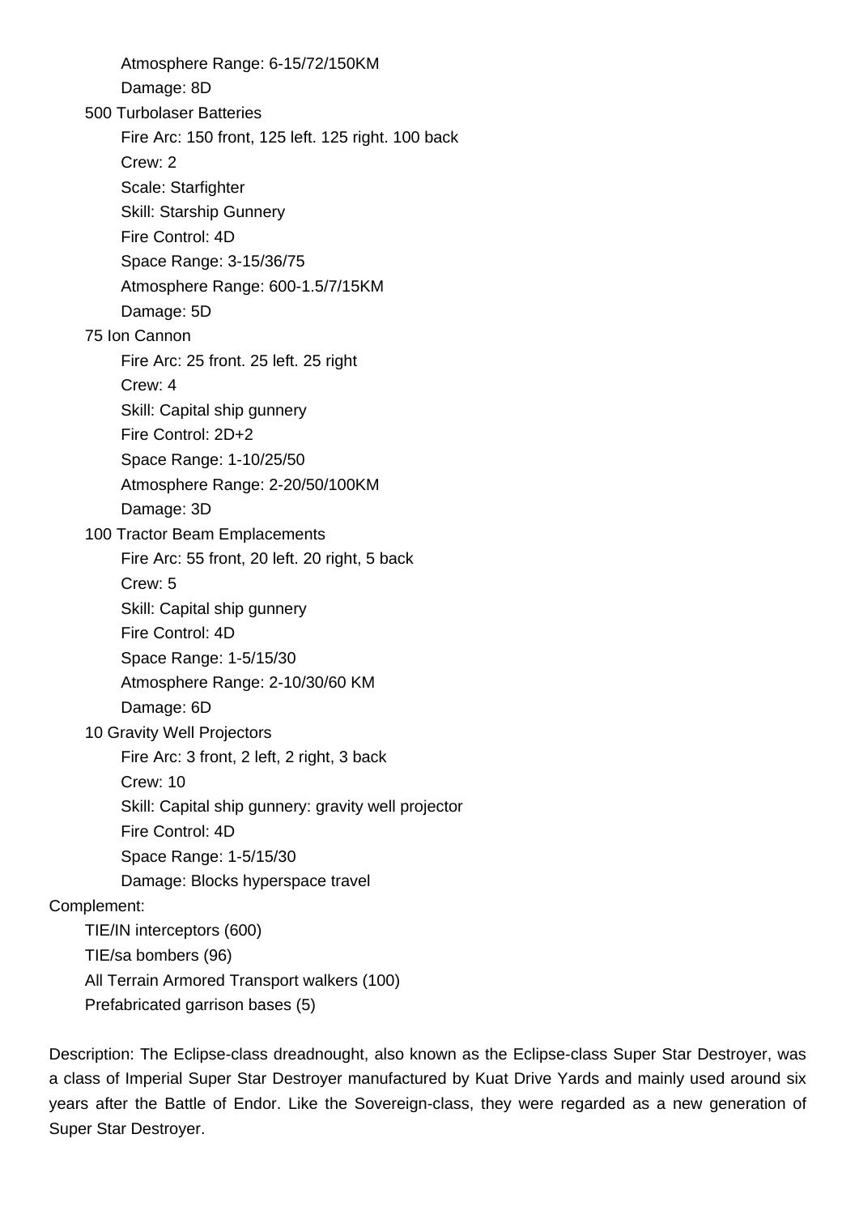Atmosphere Range: 6-15/72/150KM
Damage: 8D

- 500 Turbolaser Batteries
  - Fire Arc: 150 front, 125 left. 125 right. 100 back
  - Crew: 2
  - Scale: Starfighter
  - Skill: Starship Gunnery
  - Fire Control: 4D
  - Space Range: 3-15/36/75
  - Atmosphere Range: 600-1.5/7/15KM
  - Damage: 5D
- 75 Ion Cannon
  - Fire Arc: 25 front. 25 left. 25 right
  - Crew: 4
  - Skill: Capital ship gunnery
  - Fire Control: 2D+2
  - Space Range: 1-10/25/50
  - Atmosphere Range: 2-20/50/100KM
  - Damage: 3D
- 100 Tractor Beam Emplacements
  - Fire Arc: 55 front, 20 left. 20 right, 5 back
  - Crew: 5
  - Skill: Capital ship gunnery
  - Fire Control: 4D
  - Space Range: 1-5/15/30
  - Atmosphere Range: 2-10/30/60 KM
  - Damage: 6D
- 10 Gravity Well Projectors
  - Fire Arc: 3 front, 2 left, 2 right, 3 back
  - Crew: 10
  - Skill: Capital ship gunnery: gravity well projector
  - Fire Control: 4D
  - Space Range: 1-5/15/30
  - Damage: Blocks hyperspace travel

Complement:

- TIE/IN interceptors (600)
- TIE/sa bombers (96)
- All Terrain Armored Transport walkers (100)
- Prefabricated garrison bases (5)

Description: The Eclipse-class dreadnought, also known as the Eclipse-class Super Star Destroyer, was a class of Imperial Super Star Destroyer manufactured by Kuat Drive Yards and mainly used around six years after the Battle of Endor. Like the Sovereign-class, they were regarded as a new generation of Super Star Destroyer.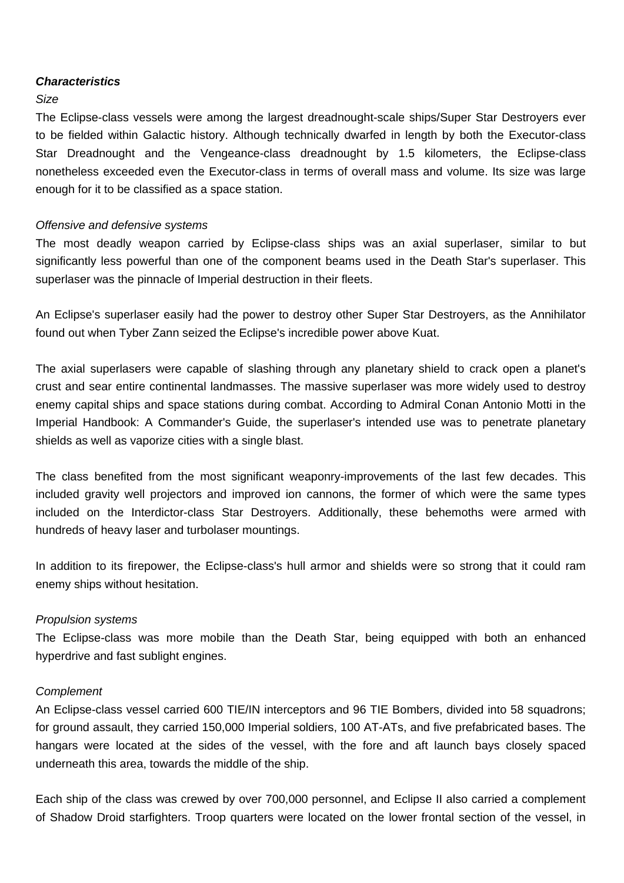***Characteristics***

*Size*

The Eclipse-class vessels were among the largest dreadnought-scale ships/Super Star Destroyers ever to be fielded within Galactic history. Although technically dwarfed in length by both the Executor-class Star Dreadnought and the Vengeance-class dreadnought by 1.5 kilometers, the Eclipse-class nonetheless exceeded even the Executor-class in terms of overall mass and volume. Its size was large enough for it to be classified as a space station.

*Offensive and defensive systems*

The most deadly weapon carried by Eclipse-class ships was an axial superlaser, similar to but significantly less powerful than one of the component beams used in the Death Star's superlaser. This superlaser was the pinnacle of Imperial destruction in their fleets.

An Eclipse's superlaser easily had the power to destroy other Super Star Destroyers, as the Annihilator found out when Tyber Zann seized the Eclipse's incredible power above Kuat.

The axial superlasers were capable of slashing through any planetary shield to crack open a planet's crust and sear entire continental landmasses. The massive superlaser was more widely used to destroy enemy capital ships and space stations during combat. According to Admiral Conan Antonio Motti in the Imperial Handbook: A Commander's Guide, the superlaser's intended use was to penetrate planetary shields as well as vaporize cities with a single blast.

The class benefited from the most significant weaponry-improvements of the last few decades. This included gravity well projectors and improved ion cannons, the former of which were the same types included on the Interdictor-class Star Destroyers. Additionally, these behemoths were armed with hundreds of heavy laser and turbolaser mountings.

In addition to its firepower, the Eclipse-class's hull armor and shields were so strong that it could ram enemy ships without hesitation.

*Propulsion systems*

The Eclipse-class was more mobile than the Death Star, being equipped with both an enhanced hyperdrive and fast sublight engines.

*Complement*

An Eclipse-class vessel carried 600 TIE/IN interceptors and 96 TIE Bombers, divided into 58 squadrons; for ground assault, they carried 150,000 Imperial soldiers, 100 AT-ATs, and five prefabricated bases. The hangars were located at the sides of the vessel, with the fore and aft launch bays closely spaced underneath this area, towards the middle of the ship.

Each ship of the class was crewed by over 700,000 personnel, and Eclipse II also carried a complement of Shadow Droid starfighters. Troop quarters were located on the lower frontal section of the vessel, in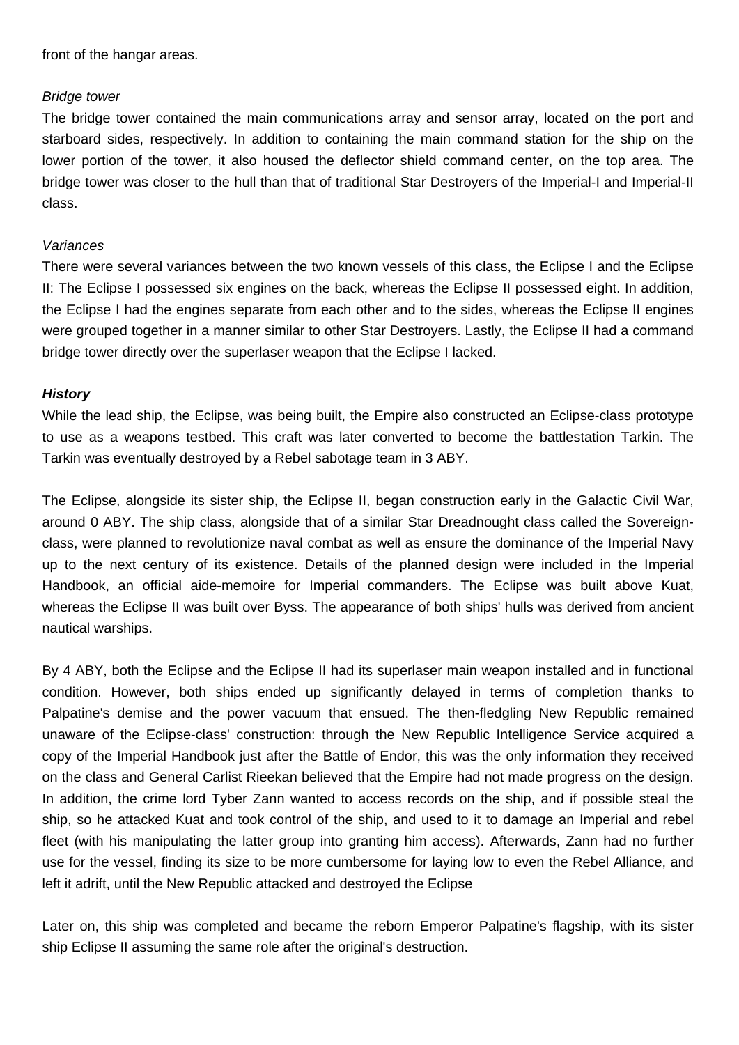front of the hangar areas.

*Bridge tower*

The bridge tower contained the main communications array and sensor array, located on the port and starboard sides, respectively. In addition to containing the main command station for the ship on the lower portion of the tower, it also housed the deflector shield command center, on the top area. The bridge tower was closer to the hull than that of traditional Star Destroyers of the Imperial-I and Imperial-II class.

*Variances*

There were several variances between the two known vessels of this class, the Eclipse I and the Eclipse II: The Eclipse I possessed six engines on the back, whereas the Eclipse II possessed eight. In addition, the Eclipse I had the engines separate from each other and to the sides, whereas the Eclipse II engines were grouped together in a manner similar to other Star Destroyers. Lastly, the Eclipse II had a command bridge tower directly over the superlaser weapon that the Eclipse I lacked.

***History***

While the lead ship, the Eclipse, was being built, the Empire also constructed an Eclipse-class prototype to use as a weapons testbed. This craft was later converted to become the battlestation Tarkin. The Tarkin was eventually destroyed by a Rebel sabotage team in 3 ABY.

The Eclipse, alongside its sister ship, the Eclipse II, began construction early in the Galactic Civil War, around 0 ABY. The ship class, alongside that of a similar Star Dreadnought class called the Sovereign-class, were planned to revolutionize naval combat as well as ensure the dominance of the Imperial Navy up to the next century of its existence. Details of the planned design were included in the Imperial Handbook, an official aide-memoire for Imperial commanders. The Eclipse was built above Kuat, whereas the Eclipse II was built over Byss. The appearance of both ships' hulls was derived from ancient nautical warships.

By 4 ABY, both the Eclipse and the Eclipse II had its superlaser main weapon installed and in functional condition. However, both ships ended up significantly delayed in terms of completion thanks to Palpatine's demise and the power vacuum that ensued. The then-fledgling New Republic remained unaware of the Eclipse-class' construction: through the New Republic Intelligence Service acquired a copy of the Imperial Handbook just after the Battle of Endor, this was the only information they received on the class and General Carlist Rieekan believed that the Empire had not made progress on the design. In addition, the crime lord Tyber Zann wanted to access records on the ship, and if possible steal the ship, so he attacked Kuat and took control of the ship, and used to it to damage an Imperial and rebel fleet (with his manipulating the latter group into granting him access). Afterwards, Zann had no further use for the vessel, finding its size to be more cumbersome for laying low to even the Rebel Alliance, and left it adrift, until the New Republic attacked and destroyed the Eclipse

Later on, this ship was completed and became the reborn Emperor Palpatine's flagship, with its sister ship Eclipse II assuming the same role after the original's destruction.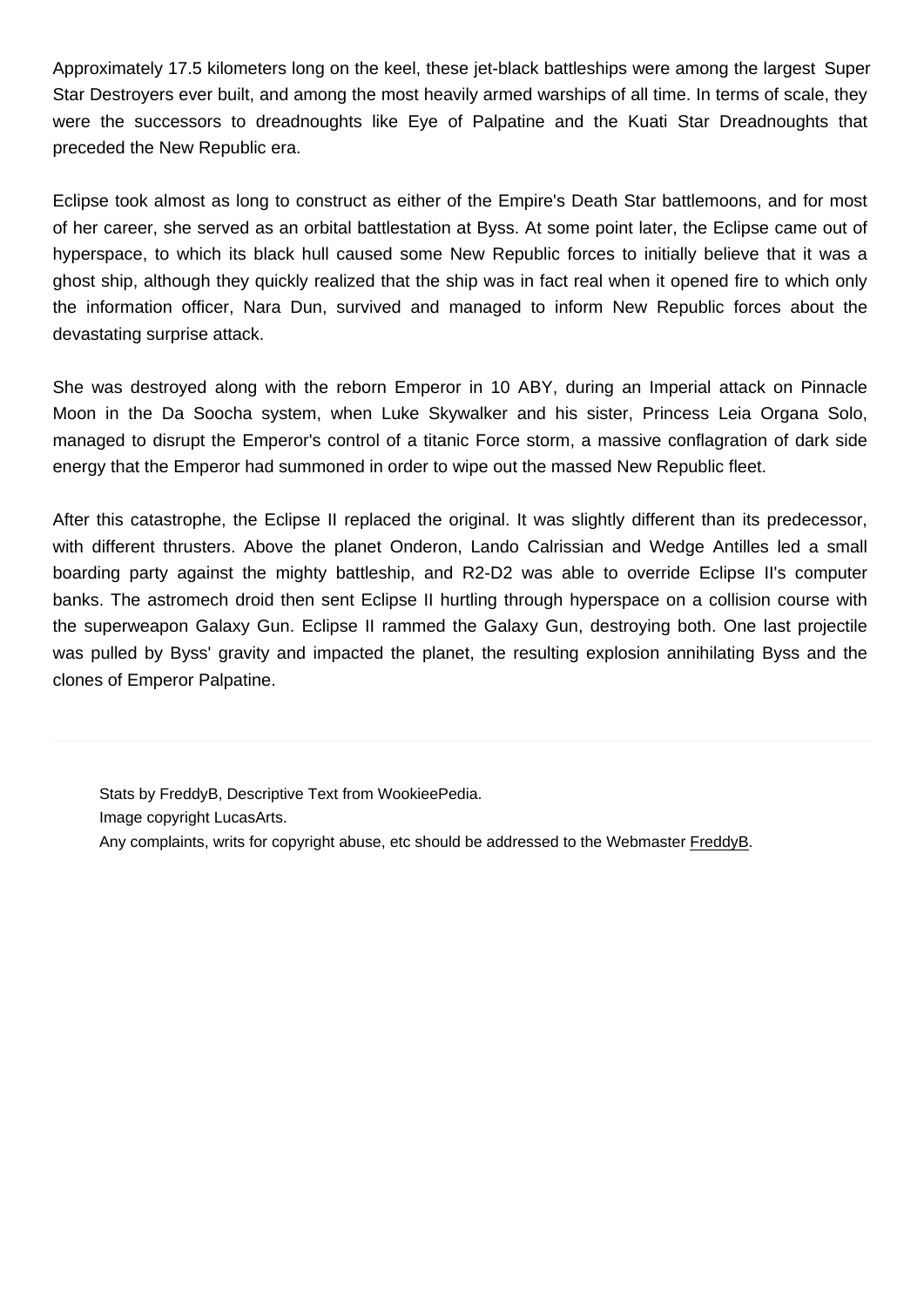Approximately 17.5 kilometers long on the keel, these jet-black battleships were among the largest Super Star Destroyers ever built, and among the most heavily armed warships of all time. In terms of scale, they were the successors to dreadnoughts like Eye of Palpatine and the Kuati Star Dreadnoughts that preceded the New Republic era.

Eclipse took almost as long to construct as either of the Empire's Death Star battlemoons, and for most of her career, she served as an orbital battlestation at Byss. At some point later, the Eclipse came out of hyperspace, to which its black hull caused some New Republic forces to initially believe that it was a ghost ship, although they quickly realized that the ship was in fact real when it opened fire to which only the information officer, Nara Dun, survived and managed to inform New Republic forces about the devastating surprise attack.

She was destroyed along with the reborn Emperor in 10 ABY, during an Imperial attack on Pinnacle Moon in the Da Soocha system, when Luke Skywalker and his sister, Princess Leia Organa Solo, managed to disrupt the Emperor's control of a titanic Force storm, a massive conflagration of dark side energy that the Emperor had summoned in order to wipe out the massed New Republic fleet.

After this catastrophe, the Eclipse II replaced the original. It was slightly different than its predecessor, with different thrusters. Above the planet Onderon, Lando Calrissian and Wedge Antilles led a small boarding party against the mighty battleship, and R2-D2 was able to override Eclipse II's computer banks. The astromech droid then sent Eclipse II hurtling through hyperspace on a collision course with the superweapon Galaxy Gun. Eclipse II rammed the Galaxy Gun, destroying both. One last projectile was pulled by Byss' gravity and impacted the planet, the resulting explosion annihilating Byss and the clones of Emperor Palpatine.

---

Stats by FreddyB, Descriptive Text from WookieePedia.
Image copyright LucasArts.
Any complaints, writs for copyright abuse, etc should be addressed to the Webmaster FreddyB.